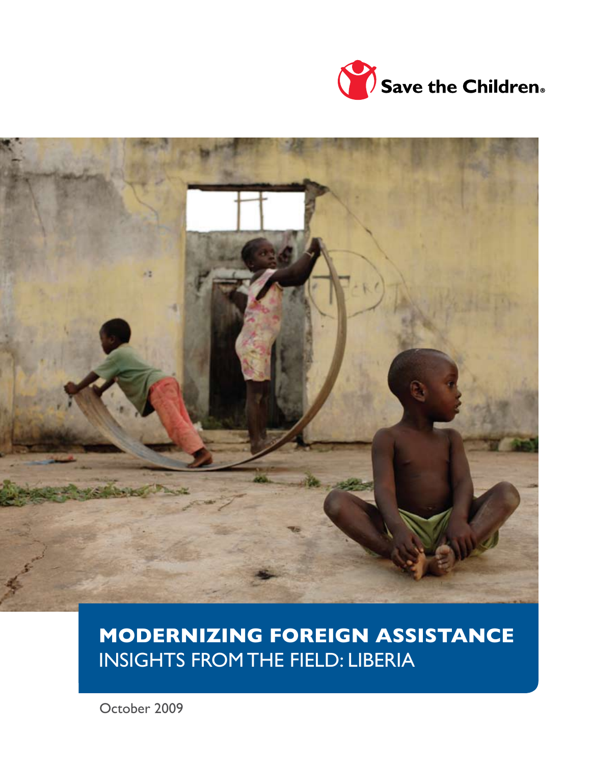Save the Children

# MODERNIZING FOREIGN ASSISTANCE

## INSIGHTS FROM THE FIELD: LIBERIA

October 2009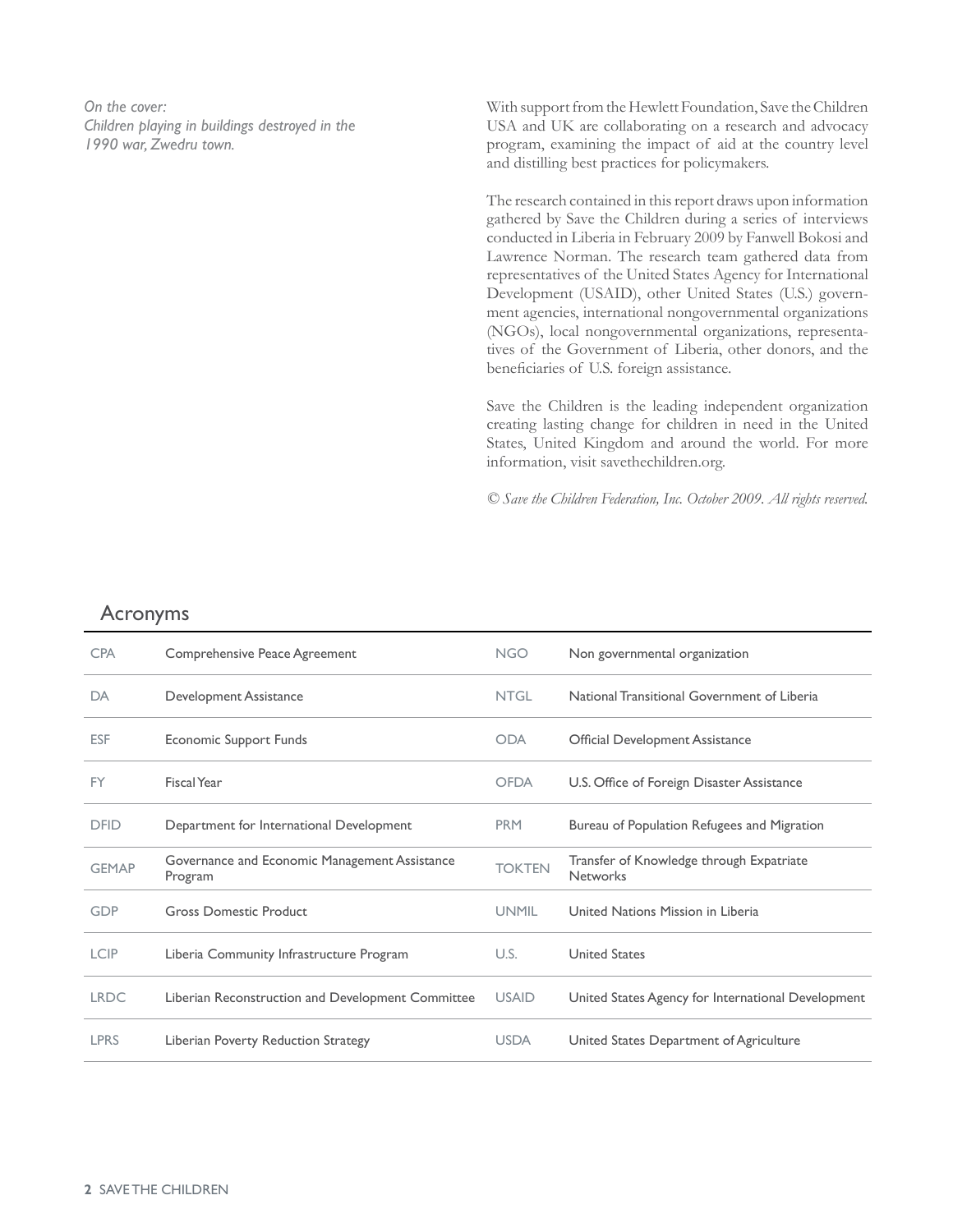*On the cover:*
*Children playing in buildings destroyed in the 1990 war, Zwedru town.*

With support from the Hewlett Foundation, Save the Children USA and UK are collaborating on a research and advocacy program, examining the impact of aid at the country level and distilling best practices for policymakers.

The research contained in this report draws upon information gathered by Save the Children during a series of interviews conducted in Liberia in February 2009 by Fanwell Bokosi and Lawrence Norman. The research team gathered data from representatives of the United States Agency for International Development (USAID), other United States (U.S.) government agencies, international nongovernmental organizations (NGOs), local nongovernmental organizations, representatives of the Government of Liberia, other donors, and the beneficiaries of U.S. foreign assistance.

Save the Children is the leading independent organization creating lasting change for children in need in the United States, United Kingdom and around the world. For more information, visit savethechildren.org.

*© Save the Children Federation, Inc. October 2009. All rights reserved.*

## Acronyms

| | | | |
|---|---|---|---|
| CPA | Comprehensive Peace Agreement | NGO | Non governmental organization |
| DA | Development Assistance | NTGL | National Transitional Government of Liberia |
| ESF | Economic Support Funds | ODA | Official Development Assistance |
| FY | Fiscal Year | OFDA | U.S. Office of Foreign Disaster Assistance |
| DFID | Department for International Development | PRM | Bureau of Population Refugees and Migration |
| GEMAP | Governance and Economic Management Assistance Program | TOKTEN | Transfer of Knowledge through Expatriate Networks |
| GDP | Gross Domestic Product | UNMIL | United Nations Mission in Liberia |
| LCIP | Liberia Community Infrastructure Program | U.S. | United States |
| LRDC | Liberian Reconstruction and Development Committee | USAID | United States Agency for International Development |
| LPRS | Liberian Poverty Reduction Strategy | USDA | United States Department of Agriculture |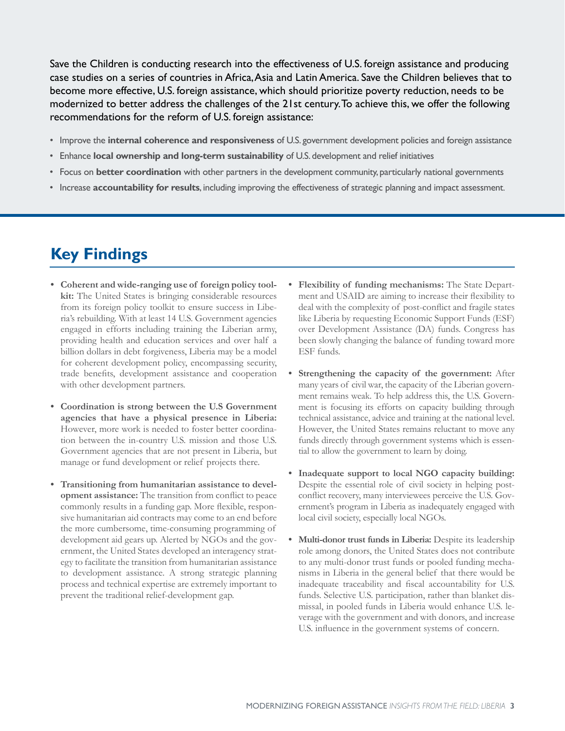Save the Children is conducting research into the effectiveness of U.S. foreign assistance and producing case studies on a series of countries in Africa, Asia and Latin America. Save the Children believes that to become more effective, U.S. foreign assistance, which should prioritize poverty reduction, needs to be modernized to better address the challenges of the 21st century. To achieve this, we offer the following recommendations for the reform of U.S. foreign assistance:

- Improve the **internal coherence and responsiveness** of U.S. government development policies and foreign assistance
- Enhance **local ownership and long-term sustainability** of U.S. development and relief initiatives
- Focus on **better coordination** with other partners in the development community, particularly national governments
- Increase **accountability for results**, including improving the effectiveness of strategic planning and impact assessment.

## Key Findings

- **Coherent and wide-ranging use of foreign policy toolkit:** The United States is bringing considerable resources from its foreign policy toolkit to ensure success in Liberia's rebuilding. With at least 14 U.S. Government agencies engaged in efforts including training the Liberian army, providing health and education services and over half a billion dollars in debt forgiveness, Liberia may be a model for coherent development policy, encompassing security, trade benefits, development assistance and cooperation with other development partners.

- **Coordination is strong between the U.S Government agencies that have a physical presence in Liberia:** However, more work is needed to foster better coordination between the in-country U.S. mission and those U.S. Government agencies that are not present in Liberia, but manage or fund development or relief projects there.

- **Transitioning from humanitarian assistance to development assistance:** The transition from conflict to peace commonly results in a funding gap. More flexible, responsive humanitarian aid contracts may come to an end before the more cumbersome, time-consuming programming of development aid gears up. Alerted by NGOs and the government, the United States developed an interagency strategy to facilitate the transition from humanitarian assistance to development assistance. A strong strategic planning process and technical expertise are extremely important to prevent the traditional relief-development gap.

- **Flexibility of funding mechanisms:** The State Department and USAID are aiming to increase their flexibility to deal with the complexity of post-conflict and fragile states like Liberia by requesting Economic Support Funds (ESF) over Development Assistance (DA) funds. Congress has been slowly changing the balance of funding toward more ESF funds.

- **Strengthening the capacity of the government:** After many years of civil war, the capacity of the Liberian government remains weak. To help address this, the U.S. Government is focusing its efforts on capacity building through technical assistance, advice and training at the national level. However, the United States remains reluctant to move any funds directly through government systems which is essential to allow the government to learn by doing.

- **Inadequate support to local NGO capacity building:** Despite the essential role of civil society in helping post-conflict recovery, many interviewees perceive the U.S. Government's program in Liberia as inadequately engaged with local civil society, especially local NGOs.

- **Multi-donor trust funds in Liberia:** Despite its leadership role among donors, the United States does not contribute to any multi-donor trust funds or pooled funding mechanisms in Liberia in the general belief that there would be inadequate traceability and fiscal accountability for U.S. funds. Selective U.S. participation, rather than blanket dismissal, in pooled funds in Liberia would enhance U.S. leverage with the government and with donors, and increase U.S. influence in the government systems of concern.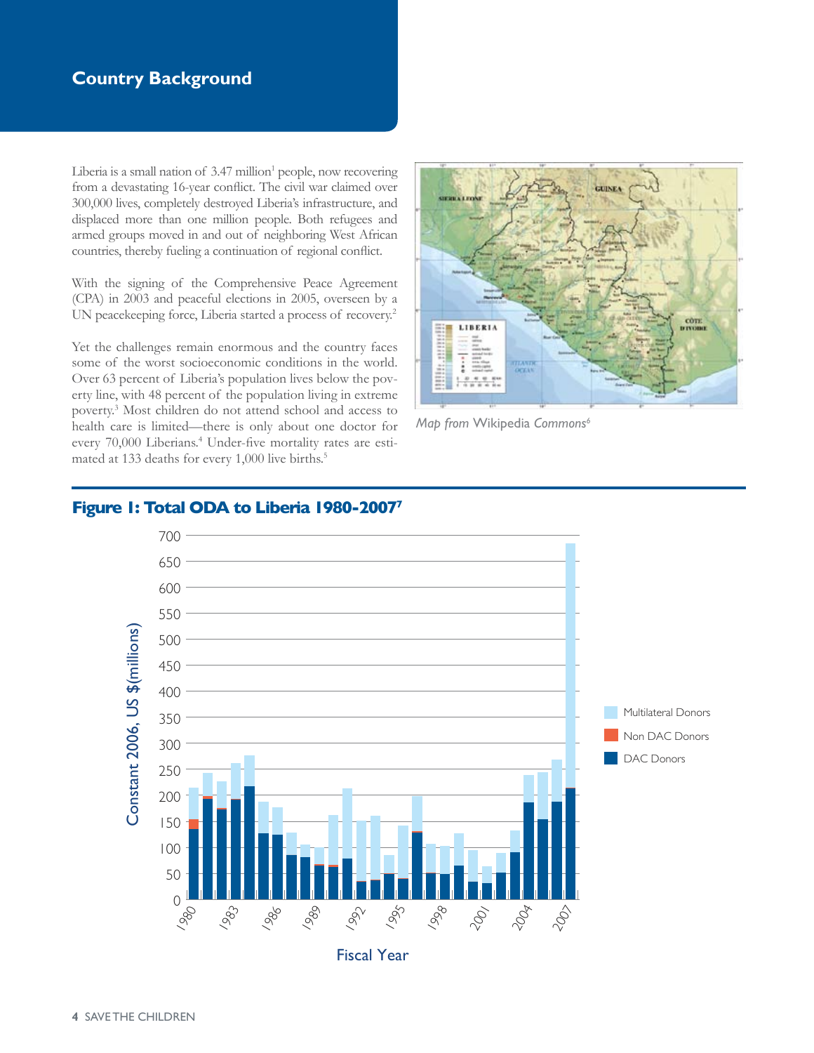## Country Background

Liberia is a small nation of 3.47 million[1] people, now recovering from a devastating 16-year conflict. The civil war claimed over 300,000 lives, completely destroyed Liberia's infrastructure, and displaced more than one million people. Both refugees and armed groups moved in and out of neighboring West African countries, thereby fueling a continuation of regional conflict.

With the signing of the Comprehensive Peace Agreement (CPA) in 2003 and peaceful elections in 2005, overseen by a UN peacekeeping force, Liberia started a process of recovery.[2]

Yet the challenges remain enormous and the country faces some of the worst socioeconomic conditions in the world. Over 63 percent of Liberia's population lives below the poverty line, with 48 percent of the population living in extreme poverty.[3] Most children do not attend school and access to health care is limited—there is only about one doctor for every 70,000 Liberians.[4] Under-five mortality rates are estimated at 133 deaths for every 1,000 live births.[5]

*Map from* Wikipedia *Commons*[6]

**Figure 1: Total ODA to Liberia 1980-2007**[7]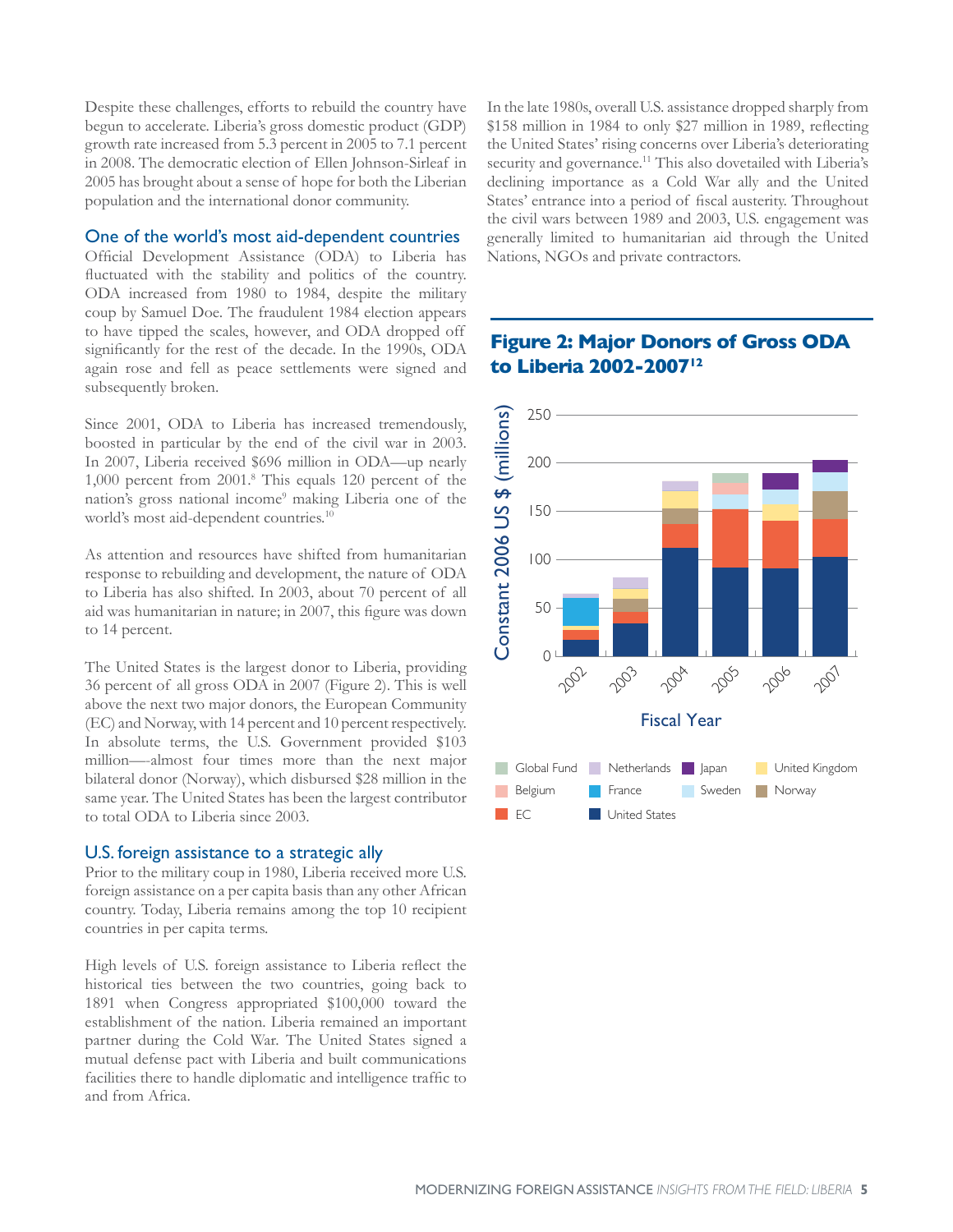Despite these challenges, efforts to rebuild the country have begun to accelerate. Liberia's gross domestic product (GDP) growth rate increased from 5.3 percent in 2005 to 7.1 percent in 2008. The democratic election of Ellen Johnson-Sirleaf in 2005 has brought about a sense of hope for both the Liberian population and the international donor community.

## One of the world's most aid-dependent countries

Official Development Assistance (ODA) to Liberia has fluctuated with the stability and politics of the country. ODA increased from 1980 to 1984, despite the military coup by Samuel Doe. The fraudulent 1984 election appears to have tipped the scales, however, and ODA dropped off significantly for the rest of the decade. In the 1990s, ODA again rose and fell as peace settlements were signed and subsequently broken.

Since 2001, ODA to Liberia has increased tremendously, boosted in particular by the end of the civil war in 2003. In 2007, Liberia received $696 million in ODA—up nearly 1,000 percent from 2001.[8] This equals 120 percent of the nation's gross national income[9] making Liberia one of the world's most aid-dependent countries.[10]

As attention and resources have shifted from humanitarian response to rebuilding and development, the nature of ODA to Liberia has also shifted. In 2003, about 70 percent of all aid was humanitarian in nature; in 2007, this figure was down to 14 percent.

The United States is the largest donor to Liberia, providing 36 percent of all gross ODA in 2007 (Figure 2). This is well above the next two major donors, the European Community (EC) and Norway, with 14 percent and 10 percent respectively. In absolute terms, the U.S. Government provided $103 million—-almost four times more than the next major bilateral donor (Norway), which disbursed $28 million in the same year. The United States has been the largest contributor to total ODA to Liberia since 2003.

## U.S. foreign assistance to a strategic ally

Prior to the military coup in 1980, Liberia received more U.S. foreign assistance on a per capita basis than any other African country. Today, Liberia remains among the top 10 recipient countries in per capita terms.

High levels of U.S. foreign assistance to Liberia reflect the historical ties between the two countries, going back to 1891 when Congress appropriated $100,000 toward the establishment of the nation. Liberia remained an important partner during the Cold War. The United States signed a mutual defense pact with Liberia and built communications facilities there to handle diplomatic and intelligence traffic to and from Africa.

In the late 1980s, overall U.S. assistance dropped sharply from $158 million in 1984 to only $27 million in 1989, reflecting the United States' rising concerns over Liberia's deteriorating security and governance.[11] This also dovetailed with Liberia's declining importance as a Cold War ally and the United States' entrance into a period of fiscal austerity. Throughout the civil wars between 1989 and 2003, U.S. engagement was generally limited to humanitarian aid through the United Nations, NGOs and private contractors.

### Figure 2: Major Donors of Gross ODA to Liberia 2002-2007[12]

Constant 2006 US $ (millions) — Fiscal Year 2002, 2003, 2004, 2005, 2006, 2007

Legend: Global Fund, Netherlands, Japan, United Kingdom, Belgium, France, Sweden, Norway, EC, United States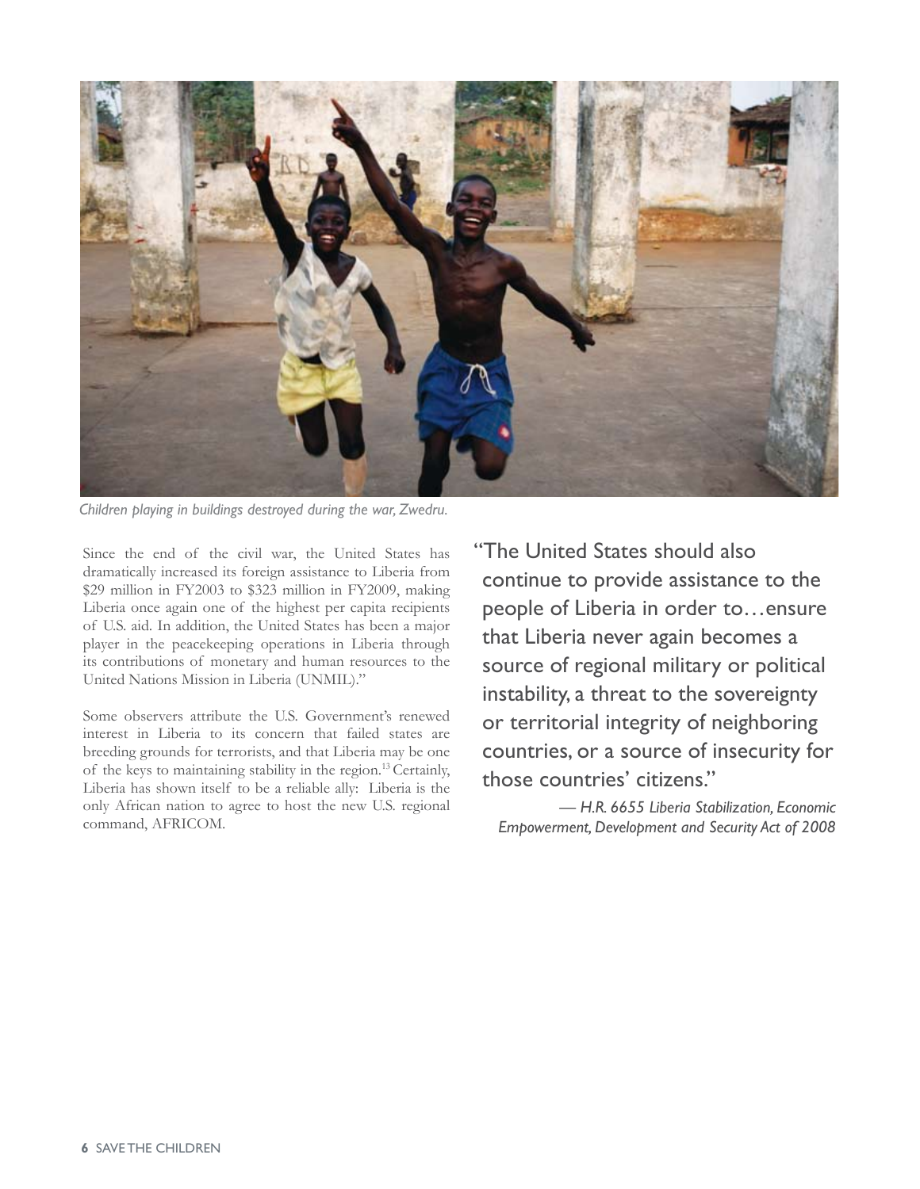*Children playing in buildings destroyed during the war, Zwedru.*

Since the end of the civil war, the United States has dramatically increased its foreign assistance to Liberia from $29 million in FY2003 to $323 million in FY2009, making Liberia once again one of the highest per capita recipients of U.S. aid. In addition, the United States has been a major player in the peacekeeping operations in Liberia through its contributions of monetary and human resources to the United Nations Mission in Liberia (UNMIL)."

Some observers attribute the U.S. Government's renewed interest in Liberia to its concern that failed states are breeding grounds for terrorists, and that Liberia may be one of the keys to maintaining stability in the region.[13] Certainly, Liberia has shown itself to be a reliable ally: Liberia is the only African nation to agree to host the new U.S. regional command, AFRICOM.

"The United States should also continue to provide assistance to the people of Liberia in order to…ensure that Liberia never again becomes a source of regional military or political instability, a threat to the sovereignty or territorial integrity of neighboring countries, or a source of insecurity for those countries' citizens."

*— H.R. 6655 Liberia Stabilization, Economic Empowerment, Development and Security Act of 2008*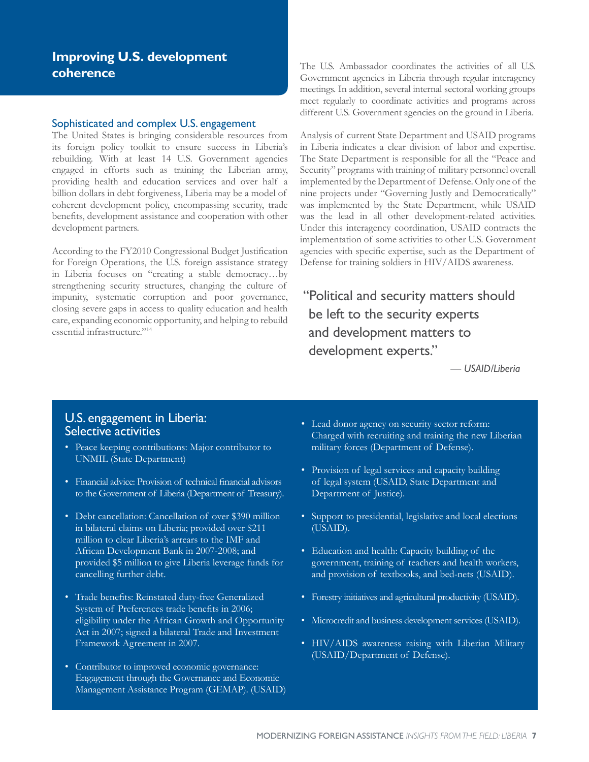## Improving U.S. development coherence

### Sophisticated and complex U.S. engagement

The United States is bringing considerable resources from its foreign policy toolkit to ensure success in Liberia's rebuilding. With at least 14 U.S. Government agencies engaged in efforts such as training the Liberian army, providing health and education services and over half a billion dollars in debt forgiveness, Liberia may be a model of coherent development policy, encompassing security, trade benefits, development assistance and cooperation with other development partners.

According to the FY2010 Congressional Budget Justification for Foreign Operations, the U.S. foreign assistance strategy in Liberia focuses on "creating a stable democracy…by strengthening security structures, changing the culture of impunity, systematic corruption and poor governance, closing severe gaps in access to quality education and health care, expanding economic opportunity, and helping to rebuild essential infrastructure."[14]

The U.S. Ambassador coordinates the activities of all U.S. Government agencies in Liberia through regular interagency meetings. In addition, several internal sectoral working groups meet regularly to coordinate activities and programs across different U.S. Government agencies on the ground in Liberia.

Analysis of current State Department and USAID programs in Liberia indicates a clear division of labor and expertise. The State Department is responsible for all the "Peace and Security" programs with training of military personnel overall implemented by the Department of Defense. Only one of the nine projects under "Governing Justly and Democratically" was implemented by the State Department, while USAID was the lead in all other development-related activities. Under this interagency coordination, USAID contracts the implementation of some activities to other U.S. Government agencies with specific expertise, such as the Department of Defense for training soldiers in HIV/AIDS awareness.

> "Political and security matters should be left to the security experts and development matters to development experts."
>
> — *USAID/Liberia*

### U.S. engagement in Liberia: Selective activities

- Peace keeping contributions: Major contributor to UNMIL (State Department)
- Financial advice: Provision of technical financial advisors to the Government of Liberia (Department of Treasury).
- Debt cancellation: Cancellation of over $390 million in bilateral claims on Liberia; provided over $211 million to clear Liberia's arrears to the IMF and African Development Bank in 2007-2008; and provided $5 million to give Liberia leverage funds for cancelling further debt.
- Trade benefits: Reinstated duty-free Generalized System of Preferences trade benefits in 2006; eligibility under the African Growth and Opportunity Act in 2007; signed a bilateral Trade and Investment Framework Agreement in 2007.
- Contributor to improved economic governance: Engagement through the Governance and Economic Management Assistance Program (GEMAP). (USAID)
- Lead donor agency on security sector reform: Charged with recruiting and training the new Liberian military forces (Department of Defense).
- Provision of legal services and capacity building of legal system (USAID, State Department and Department of Justice).
- Support to presidential, legislative and local elections (USAID).
- Education and health: Capacity building of the government, training of teachers and health workers, and provision of textbooks, and bed-nets (USAID).
- Forestry initiatives and agricultural productivity (USAID).
- Microcredit and business development services (USAID).
- HIV/AIDS awareness raising with Liberian Military (USAID/Department of Defense).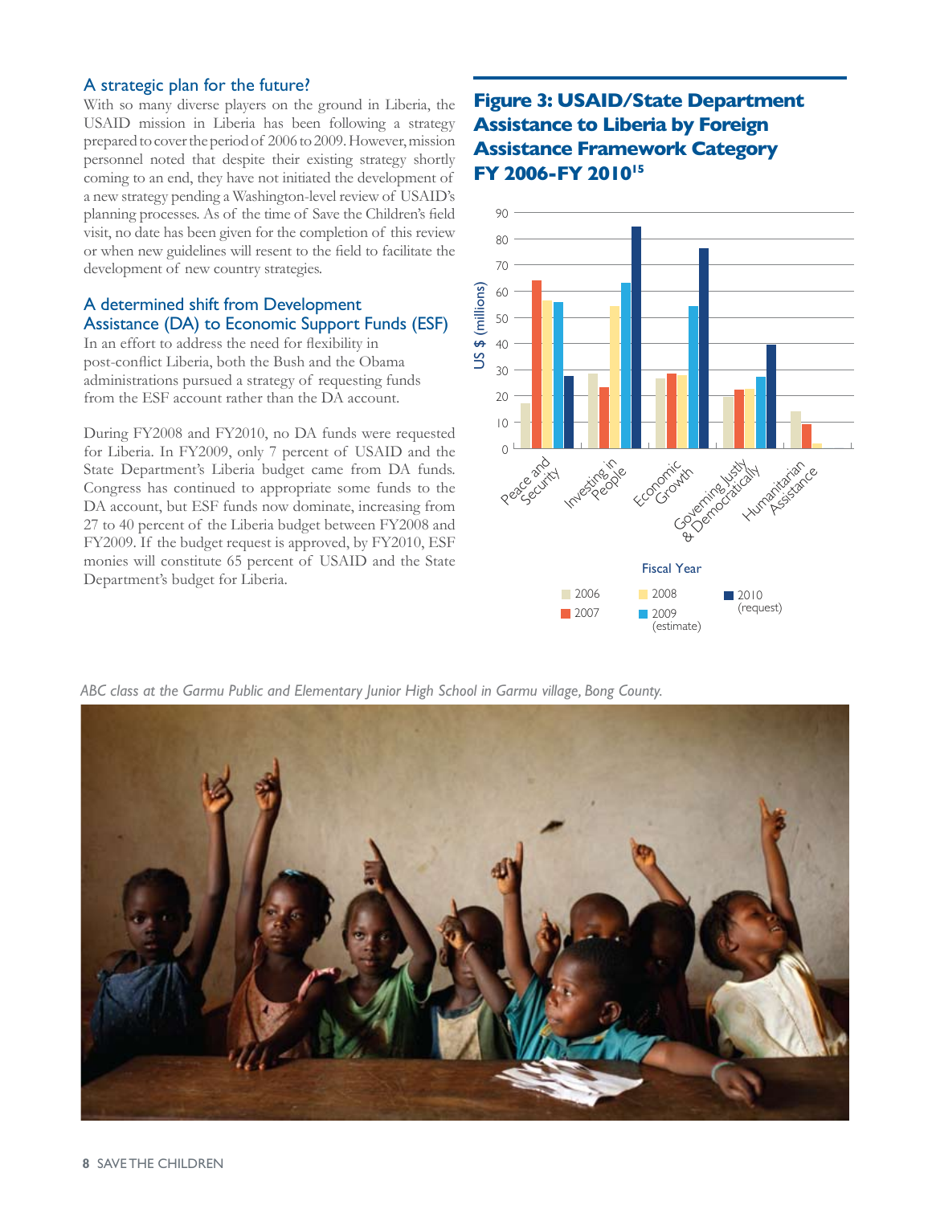## A strategic plan for the future?

With so many diverse players on the ground in Liberia, the USAID mission in Liberia has been following a strategy prepared to cover the period of 2006 to 2009. However, mission personnel noted that despite their existing strategy shortly coming to an end, they have not initiated the development of a new strategy pending a Washington-level review of USAID's planning processes. As of the time of Save the Children's field visit, no date has been given for the completion of this review or when new guidelines will resent to the field to facilitate the development of new country strategies.

## A determined shift from Development Assistance (DA) to Economic Support Funds (ESF)

In an effort to address the need for flexibility in post-conflict Liberia, both the Bush and the Obama administrations pursued a strategy of requesting funds from the ESF account rather than the DA account.

During FY2008 and FY2010, no DA funds were requested for Liberia. In FY2009, only 7 percent of USAID and the State Department's Liberia budget came from DA funds. Congress has continued to appropriate some funds to the DA account, but ESF funds now dominate, increasing from 27 to 40 percent of the Liberia budget between FY2008 and FY2009. If the budget request is approved, by FY2010, ESF monies will constitute 65 percent of USAID and the State Department's budget for Liberia.

## Figure 3: USAID/State Department Assistance to Liberia by Foreign Assistance Framework Category FY 2006-FY 2010[15]

US $ (millions)

Peace and Security · Investing in People · Economic Growth · Governing Justly & Democratically · Humanitarian Assistance

Fiscal Year: 2006 · 2007 · 2008 · 2009 (estimate) · 2010 (request)

*ABC class at the Garmu Public and Elementary Junior High School in Garmu village, Bong County.*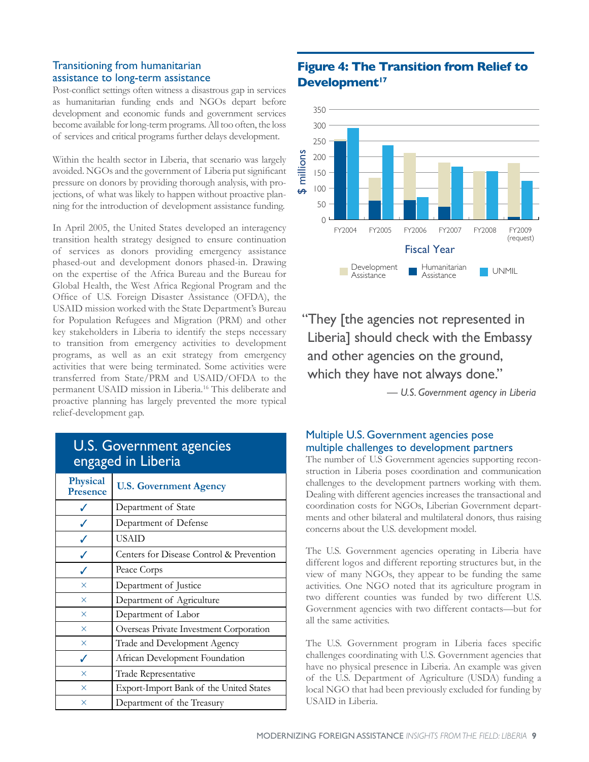## Transitioning from humanitarian assistance to long-term assistance

Post-conflict settings often witness a disastrous gap in services as humanitarian funding ends and NGOs depart before development and economic funds and government services become available for long-term programs. All too often, the loss of services and critical programs further delays development.

Within the health sector in Liberia, that scenario was largely avoided. NGOs and the government of Liberia put significant pressure on donors by providing thorough analysis, with projections, of what was likely to happen without proactive planning for the introduction of development assistance funding.

In April 2005, the United States developed an interagency transition health strategy designed to ensure continuation of services as donors providing emergency assistance phased-out and development donors phased-in. Drawing on the expertise of the Africa Bureau and the Bureau for Global Health, the West Africa Regional Program and the Office of U.S. Foreign Disaster Assistance (OFDA), the USAID mission worked with the State Department's Bureau for Population Refugees and Migration (PRM) and other key stakeholders in Liberia to identify the steps necessary to transition from emergency activities to development programs, as well as an exit strategy from emergency activities that were being terminated. Some activities were transferred from State/PRM and USAID/OFDA to the permanent USAID mission in Liberia.[16] This deliberate and proactive planning has largely prevented the more typical relief-development gap.

### U.S. Government agencies engaged in Liberia

| Physical Presence | U.S. Government Agency |
|---|---|
| ✓ | Department of State |
| ✓ | Department of Defense |
| ✓ | USAID |
| ✓ | Centers for Disease Control & Prevention |
| ✓ | Peace Corps |
| × | Department of Justice |
| × | Department of Agriculture |
| × | Department of Labor |
| × | Overseas Private Investment Corporation |
| × | Trade and Development Agency |
| ✓ | African Development Foundation |
| × | Trade Representative |
| × | Export-Import Bank of the United States |
| × | Department of the Treasury |

## Figure 4: The Transition from Relief to Development[17]

(Chart: $ millions by Fiscal Year, FY2004–FY2009 (request); series: Development Assistance, Humanitarian Assistance, UNMIL)

"They [the agencies not represented in Liberia] should check with the Embassy and other agencies on the ground, which they have not always done."

*— U.S. Government agency in Liberia*

## Multiple U.S. Government agencies pose multiple challenges to development partners

The number of U.S Government agencies supporting reconstruction in Liberia poses coordination and communication challenges to the development partners working with them. Dealing with different agencies increases the transactional and coordination costs for NGOs, Liberian Government departments and other bilateral and multilateral donors, thus raising concerns about the U.S. development model.

The U.S. Government agencies operating in Liberia have different logos and different reporting structures but, in the view of many NGOs, they appear to be funding the same activities. One NGO noted that its agriculture program in two different counties was funded by two different U.S. Government agencies with two different contacts—but for all the same activities.

The U.S. Government program in Liberia faces specific challenges coordinating with U.S. Government agencies that have no physical presence in Liberia. An example was given of the U.S. Department of Agriculture (USDA) funding a local NGO that had been previously excluded for funding by USAID in Liberia.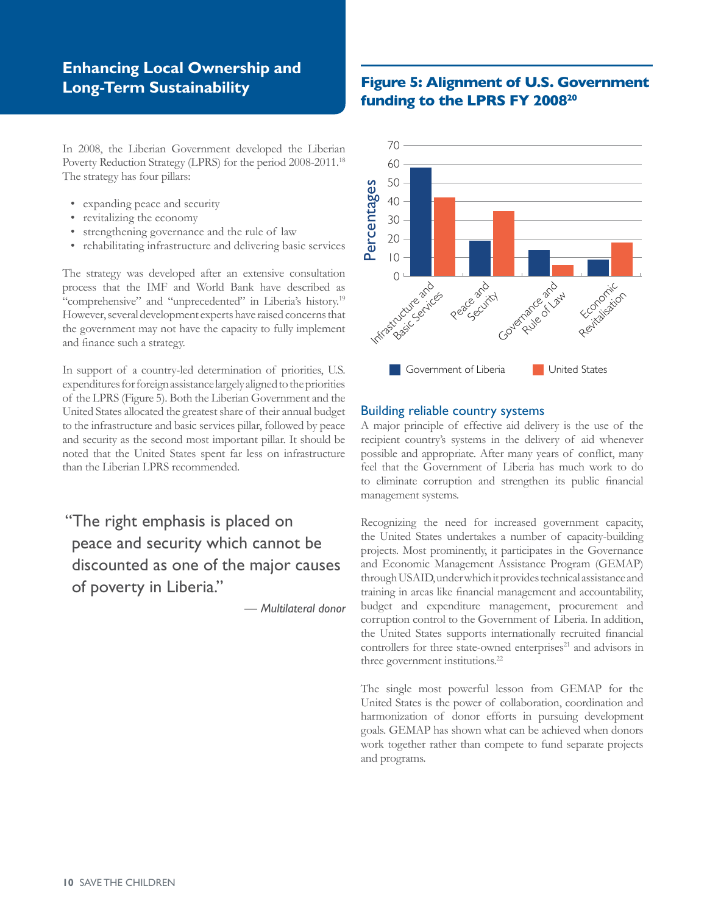## Enhancing Local Ownership and Long-Term Sustainability

In 2008, the Liberian Government developed the Liberian Poverty Reduction Strategy (LPRS) for the period 2008-2011.[18] The strategy has four pillars:

- expanding peace and security
- revitalizing the economy
- strengthening governance and the rule of law
- rehabilitating infrastructure and delivering basic services

The strategy was developed after an extensive consultation process that the IMF and World Bank have described as "comprehensive" and "unprecedented" in Liberia's history.[19] However, several development experts have raised concerns that the government may not have the capacity to fully implement and finance such a strategy.

In support of a country-led determination of priorities, U.S. expenditures for foreign assistance largely aligned to the priorities of the LPRS (Figure 5). Both the Liberian Government and the United States allocated the greatest share of their annual budget to the infrastructure and basic services pillar, followed by peace and security as the second most important pillar. It should be noted that the United States spent far less on infrastructure than the Liberian LPRS recommended.

> "The right emphasis is placed on peace and security which cannot be discounted as one of the major causes of poverty in Liberia."
>
> — *Multilateral donor*

### Figure 5: Alignment of U.S. Government funding to the LPRS FY 2008[20]

| Pillar | Government of Liberia (%) | United States (%) |
|---|---|---|
| Infrastructure and Basic Services | 58 | 42 |
| Peace and Security | 19 | 35 |
| Governance and Rule of Law | 14 | 6 |
| Economic Revitalisation | 9 | 18 |

### Building reliable country systems

A major principle of effective aid delivery is the use of the recipient country's systems in the delivery of aid whenever possible and appropriate. After many years of conflict, many feel that the Government of Liberia has much work to do to eliminate corruption and strengthen its public financial management systems.

Recognizing the need for increased government capacity, the United States undertakes a number of capacity-building projects. Most prominently, it participates in the Governance and Economic Management Assistance Program (GEMAP) through USAID, under which it provides technical assistance and training in areas like financial management and accountability, budget and expenditure management, procurement and corruption control to the Government of Liberia. In addition, the United States supports internationally recruited financial controllers for three state-owned enterprises[21] and advisors in three government institutions.[22]

The single most powerful lesson from GEMAP for the United States is the power of collaboration, coordination and harmonization of donor efforts in pursuing development goals. GEMAP has shown what can be achieved when donors work together rather than compete to fund separate projects and programs.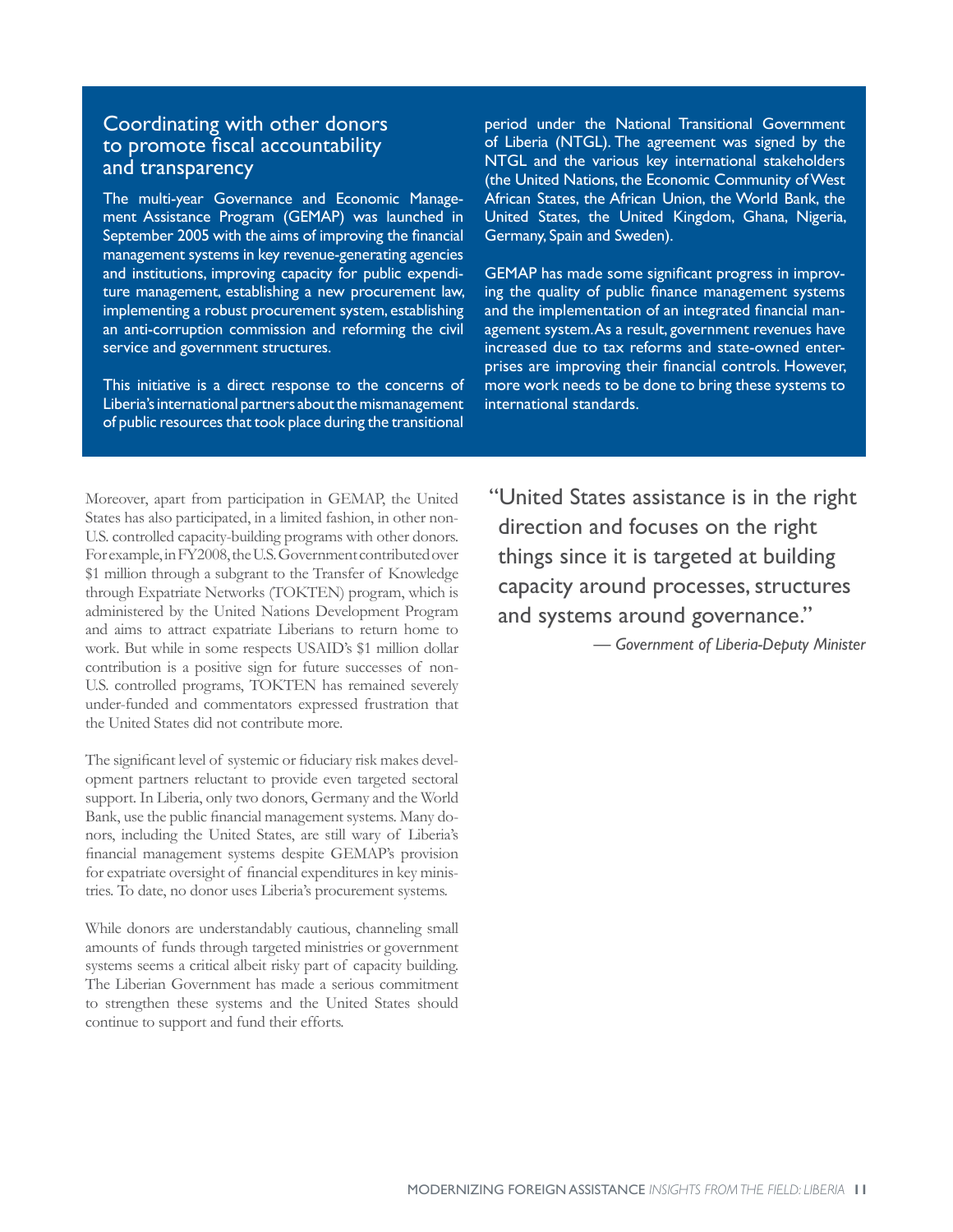## Coordinating with other donors to promote fiscal accountability and transparency

The multi-year Governance and Economic Management Assistance Program (GEMAP) was launched in September 2005 with the aims of improving the financial management systems in key revenue-generating agencies and institutions, improving capacity for public expenditure management, establishing a new procurement law, implementing a robust procurement system, establishing an anti-corruption commission and reforming the civil service and government structures.

This initiative is a direct response to the concerns of Liberia's international partners about the mismanagement of public resources that took place during the transitional period under the National Transitional Government of Liberia (NTGL). The agreement was signed by the NTGL and the various key international stakeholders (the United Nations, the Economic Community of West African States, the African Union, the World Bank, the United States, the United Kingdom, Ghana, Nigeria, Germany, Spain and Sweden).

GEMAP has made some significant progress in improving the quality of public finance management systems and the implementation of an integrated financial management system. As a result, government revenues have increased due to tax reforms and state-owned enterprises are improving their financial controls. However, more work needs to be done to bring these systems to international standards.

Moreover, apart from participation in GEMAP, the United States has also participated, in a limited fashion, in other non-U.S. controlled capacity-building programs with other donors. For example, in FY2008, the U.S. Government contributed over $1 million through a subgrant to the Transfer of Knowledge through Expatriate Networks (TOKTEN) program, which is administered by the United Nations Development Program and aims to attract expatriate Liberians to return home to work. But while in some respects USAID's $1 million dollar contribution is a positive sign for future successes of non-U.S. controlled programs, TOKTEN has remained severely under-funded and commentators expressed frustration that the United States did not contribute more.

The significant level of systemic or fiduciary risk makes development partners reluctant to provide even targeted sectoral support. In Liberia, only two donors, Germany and the World Bank, use the public financial management systems. Many donors, including the United States, are still wary of Liberia's financial management systems despite GEMAP's provision for expatriate oversight of financial expenditures in key ministries. To date, no donor uses Liberia's procurement systems.

While donors are understandably cautious, channeling small amounts of funds through targeted ministries or government systems seems a critical albeit risky part of capacity building. The Liberian Government has made a serious commitment to strengthen these systems and the United States should continue to support and fund their efforts.

> "United States assistance is in the right direction and focuses on the right things since it is targeted at building capacity around processes, structures and systems around governance."
>
> — *Government of Liberia-Deputy Minister*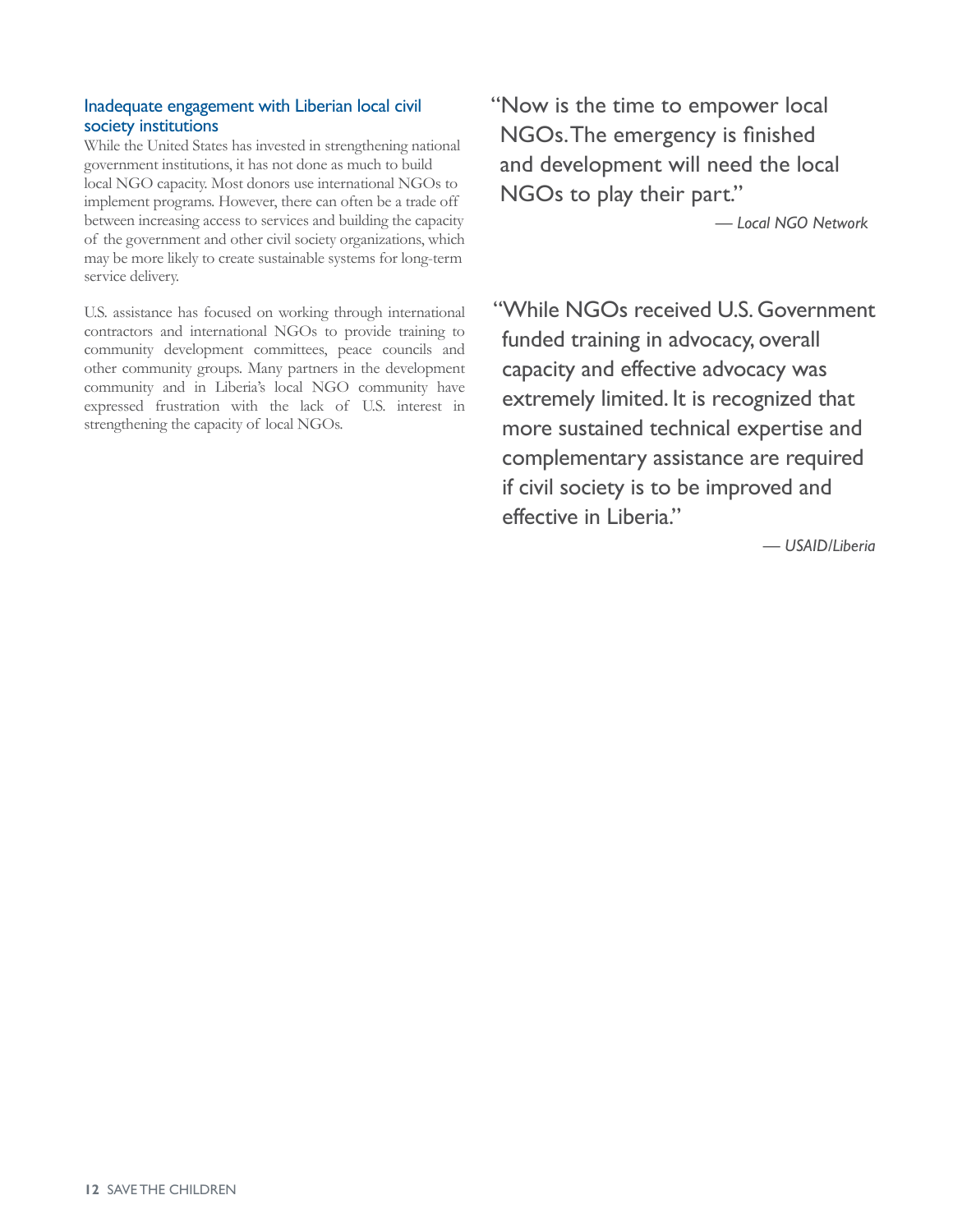### Inadequate engagement with Liberian local civil society institutions

While the United States has invested in strengthening national government institutions, it has not done as much to build local NGO capacity. Most donors use international NGOs to implement programs. However, there can often be a trade off between increasing access to services and building the capacity of the government and other civil society organizations, which may be more likely to create sustainable systems for long-term service delivery.

U.S. assistance has focused on working through international contractors and international NGOs to provide training to community development committees, peace councils and other community groups. Many partners in the development community and in Liberia's local NGO community have expressed frustration with the lack of U.S. interest in strengthening the capacity of local NGOs.

> "Now is the time to empower local NGOs. The emergency is finished and development will need the local NGOs to play their part."
>
> *— Local NGO Network*

> "While NGOs received U.S. Government funded training in advocacy, overall capacity and effective advocacy was extremely limited. It is recognized that more sustained technical expertise and complementary assistance are required if civil society is to be improved and effective in Liberia."
>
> *— USAID/Liberia*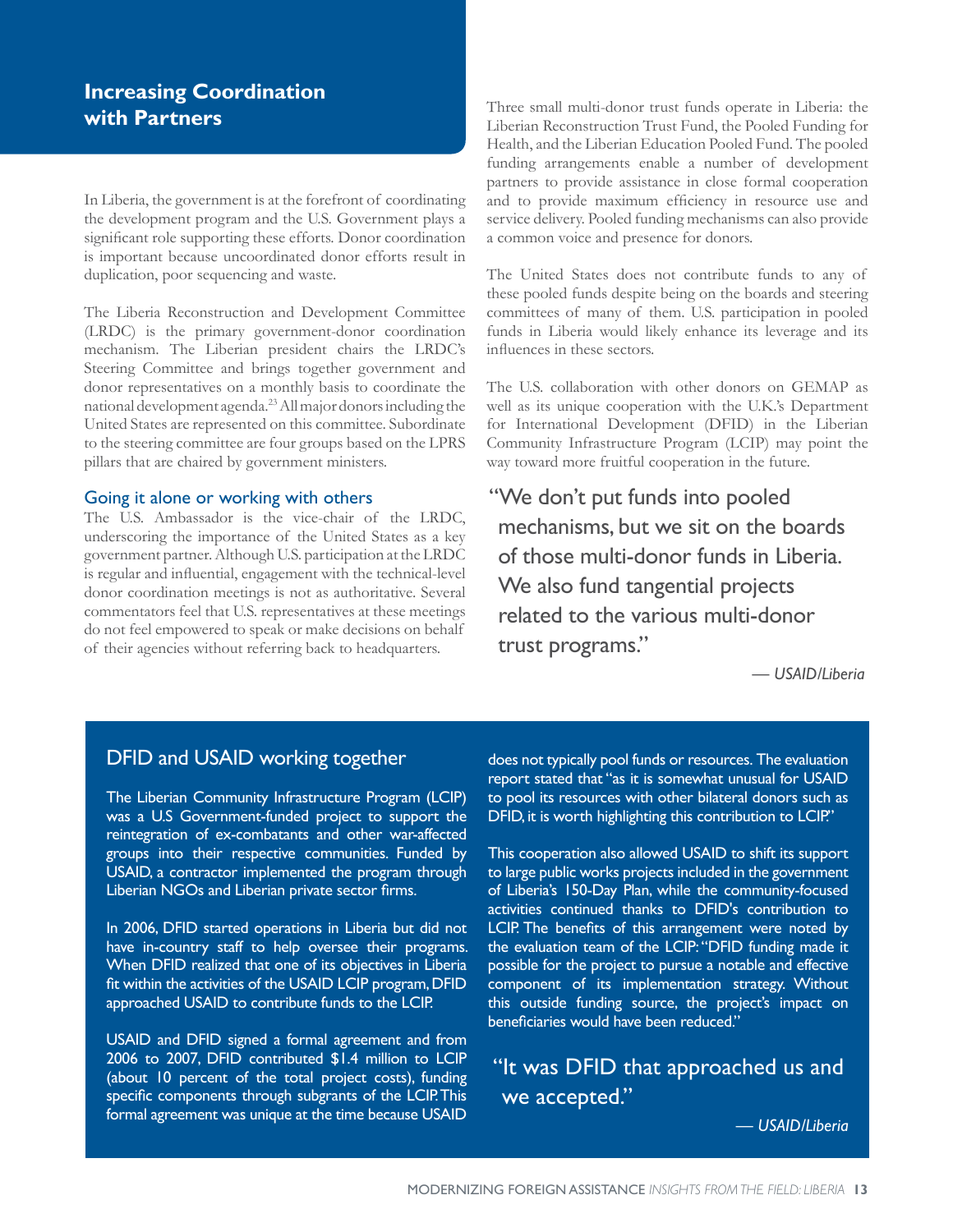## Increasing Coordination with Partners

In Liberia, the government is at the forefront of coordinating the development program and the U.S. Government plays a significant role supporting these efforts. Donor coordination is important because uncoordinated donor efforts result in duplication, poor sequencing and waste.

The Liberia Reconstruction and Development Committee (LRDC) is the primary government-donor coordination mechanism. The Liberian president chairs the LRDC's Steering Committee and brings together government and donor representatives on a monthly basis to coordinate the national development agenda.[23] All major donors including the United States are represented on this committee. Subordinate to the steering committee are four groups based on the LPRS pillars that are chaired by government ministers.

### Going it alone or working with others

The U.S. Ambassador is the vice-chair of the LRDC, underscoring the importance of the United States as a key government partner. Although U.S. participation at the LRDC is regular and influential, engagement with the technical-level donor coordination meetings is not as authoritative. Several commentators feel that U.S. representatives at these meetings do not feel empowered to speak or make decisions on behalf of their agencies without referring back to headquarters.

Three small multi-donor trust funds operate in Liberia: the Liberian Reconstruction Trust Fund, the Pooled Funding for Health, and the Liberian Education Pooled Fund. The pooled funding arrangements enable a number of development partners to provide assistance in close formal cooperation and to provide maximum efficiency in resource use and service delivery. Pooled funding mechanisms can also provide a common voice and presence for donors.

The United States does not contribute funds to any of these pooled funds despite being on the boards and steering committees of many of them. U.S. participation in pooled funds in Liberia would likely enhance its leverage and its influences in these sectors.

The U.S. collaboration with other donors on GEMAP as well as its unique cooperation with the U.K.'s Department for International Development (DFID) in the Liberian Community Infrastructure Program (LCIP) may point the way toward more fruitful cooperation in the future.

> "We don't put funds into pooled mechanisms, but we sit on the boards of those multi-donor funds in Liberia. We also fund tangential projects related to the various multi-donor trust programs."
>
> *— USAID/Liberia*

### DFID and USAID working together

The Liberian Community Infrastructure Program (LCIP) was a U.S Government-funded project to support the reintegration of ex-combatants and other war-affected groups into their respective communities. Funded by USAID, a contractor implemented the program through Liberian NGOs and Liberian private sector firms.

In 2006, DFID started operations in Liberia but did not have in-country staff to help oversee their programs. When DFID realized that one of its objectives in Liberia fit within the activities of the USAID LCIP program, DFID approached USAID to contribute funds to the LCIP.

USAID and DFID signed a formal agreement and from 2006 to 2007, DFID contributed $1.4 million to LCIP (about 10 percent of the total project costs), funding specific components through subgrants of the LCIP. This formal agreement was unique at the time because USAID does not typically pool funds or resources. The evaluation report stated that "as it is somewhat unusual for USAID to pool its resources with other bilateral donors such as DFID, it is worth highlighting this contribution to LCIP."

This cooperation also allowed USAID to shift its support to large public works projects included in the government of Liberia's 150-Day Plan, while the community-focused activities continued thanks to DFID's contribution to LCIP. The benefits of this arrangement were noted by the evaluation team of the LCIP: "DFID funding made it possible for the project to pursue a notable and effective component of its implementation strategy. Without this outside funding source, the project's impact on beneficiaries would have been reduced."

> "It was DFID that approached us and we accepted."
>
> *— USAID/Liberia*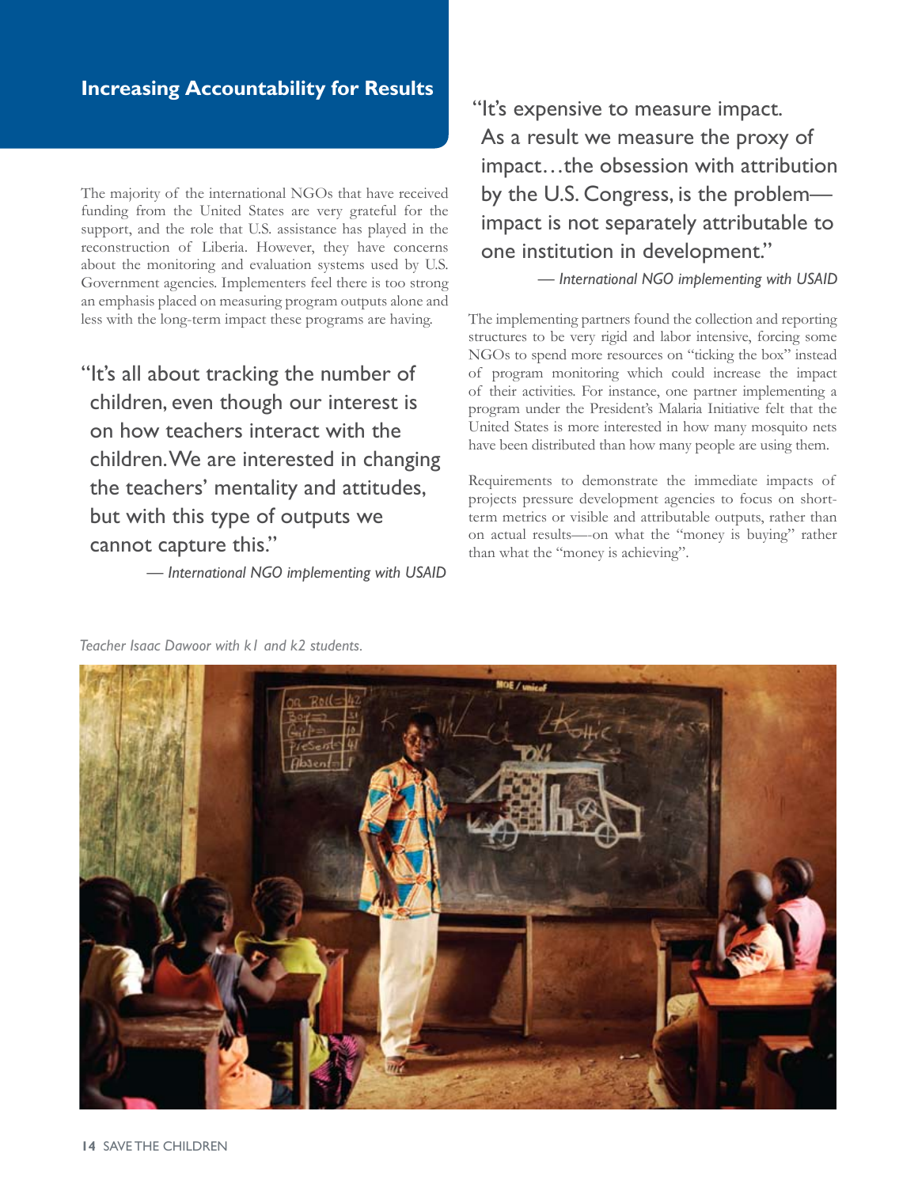## Increasing Accountability for Results

The majority of the international NGOs that have received funding from the United States are very grateful for the support, and the role that U.S. assistance has played in the reconstruction of Liberia. However, they have concerns about the monitoring and evaluation systems used by U.S. Government agencies. Implementers feel there is too strong an emphasis placed on measuring program outputs alone and less with the long-term impact these programs are having.

> "It's all about tracking the number of children, even though our interest is on how teachers interact with the children. We are interested in changing the teachers' mentality and attitudes, but with this type of outputs we cannot capture this."
>
> *— International NGO implementing with USAID*

> "It's expensive to measure impact. As a result we measure the proxy of impact…the obsession with attribution by the U.S. Congress, is the problem—impact is not separately attributable to one institution in development."
>
> *— International NGO implementing with USAID*

The implementing partners found the collection and reporting structures to be very rigid and labor intensive, forcing some NGOs to spend more resources on "ticking the box" instead of program monitoring which could increase the impact of their activities. For instance, one partner implementing a program under the President's Malaria Initiative felt that the United States is more interested in how many mosquito nets have been distributed than how many people are using them.

Requirements to demonstrate the immediate impacts of projects pressure development agencies to focus on short-term metrics or visible and attributable outputs, rather than on actual results—-on what the "money is buying" rather than what the "money is achieving".

*Teacher Isaac Dawoor with k1 and k2 students.*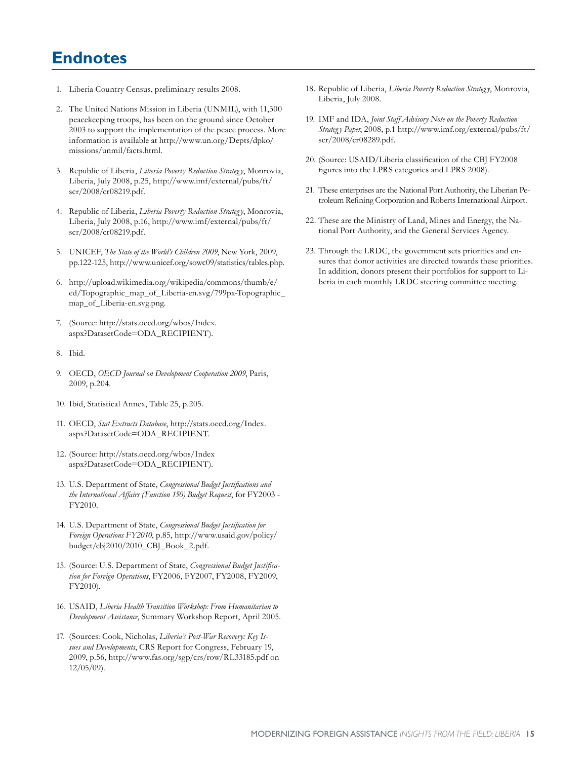# Endnotes

1. Liberia Country Census, preliminary results 2008.
2. The United Nations Mission in Liberia (UNMIL), with 11,300 peacekeeping troops, has been on the ground since October 2003 to support the implementation of the peace process. More information is available at http://www.un.org/Depts/dpko/missions/unmil/facts.html.
3. Republic of Liberia, *Liberia Poverty Reduction Strategy*, Monrovia, Liberia, July 2008, p.25, http://www.imf/external/pubs/ft/scr/2008/cr08219.pdf.
4. Republic of Liberia, *Liberia Poverty Reduction Strategy*, Monrovia, Liberia, July 2008, p.16, http://www.imf/external/pubs/ft/scr/2008/cr08219.pdf.
5. UNICEF, *The State of the World's Children 2009*, New York, 2009, pp.122-125, http://www.unicef.org/sowc09/statistics/tables.php.
6. http://upload.wikimedia.org/wikipedia/commons/thumb/e/ed/Topographic_map_of_Liberia-en.svg/799px-Topographic_map_of_Liberia-en.svg.png.
7. (Source: http://stats.oecd.org/wbos/Index.aspx?DatasetCode=ODA_RECIPIENT).
8. Ibid.
9. OECD, *OECD Journal on Development Cooperation 2009*, Paris, 2009, p.204.
10. Ibid, Statistical Annex, Table 25, p.205.
11. OECD, *Stat Extracts Database*, http://stats.oecd.org/Index.aspx?DatasetCode=ODA_RECIPIENT.
12. (Source: http://stats.oecd.org/wbos/Index aspx?DatasetCode=ODA_RECIPIENT).
13. U.S. Department of State, *Congressional Budget Justifications and the International Affairs (Function 150) Budget Request*, for FY2003 - FY2010.
14. U.S. Department of State, *Congressional Budget Justification for Foreign Operations FY2010*, p.85, http://www.usaid.gov/policy/budget/cbj2010/2010_CBJ_Book_2.pdf.
15. (Source: U.S. Department of State, *Congressional Budget Justification for Foreign Operations*, FY2006, FY2007, FY2008, FY2009, FY2010).
16. USAID, *Liberia Health Transition Workshop: From Humanitarian to Development Assistance*, Summary Workshop Report, April 2005.
17. (Sources: Cook, Nicholas, *Liberia's Post-War Recovery: Key Issues and Developments*, CRS Report for Congress, February 19, 2009, p.56, http://www.fas.org/sgp/crs/row/RL33185.pdf on 12/05/09).
18. Republic of Liberia, *Liberia Poverty Reduction Strategy*, Monrovia, Liberia, July 2008.
19. IMF and IDA, *Joint Staff Advisory Note on the Poverty Reduction Strategy Paper*, 2008, p.1 http://www.imf.org/external/pubs/ft/scr/2008/cr08289.pdf.
20. (Source: USAID/Liberia classification of the CBJ FY2008 figures into the LPRS categories and LPRS 2008).
21. These enterprises are the National Port Authority, the Liberian Petroleum Refining Corporation and Roberts International Airport.
22. These are the Ministry of Land, Mines and Energy, the National Port Authority, and the General Services Agency.
23. Through the LRDC, the government sets priorities and ensures that donor activities are directed towards these priorities. In addition, donors present their portfolios for support to Liberia in each monthly LRDC steering committee meeting.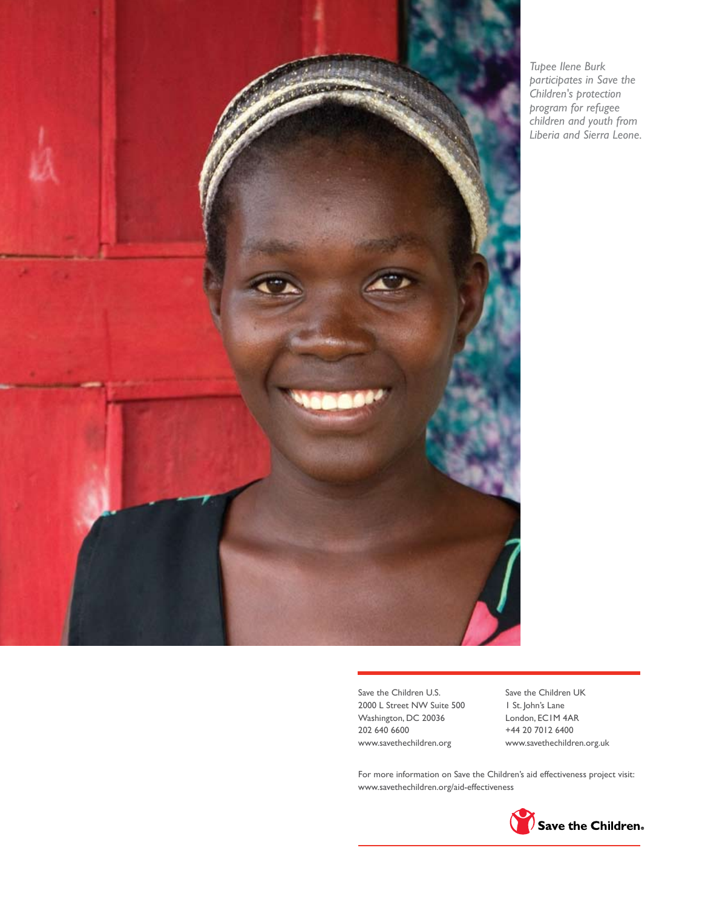*Tupee Ilene Burk participates in Save the Children's protection program for refugee children and youth from Liberia and Sierra Leone.*

Save the Children U.S.
2000 L Street NW Suite 500
Washington, DC 20036
202 640 6600
www.savethechildren.org

Save the Children UK
1 St. John's Lane
London, EC1M 4AR
+44 20 7012 6400
www.savethechildren.org.uk

For more information on Save the Children's aid effectiveness project visit:
www.savethechildren.org/aid-effectiveness

Save the Children.